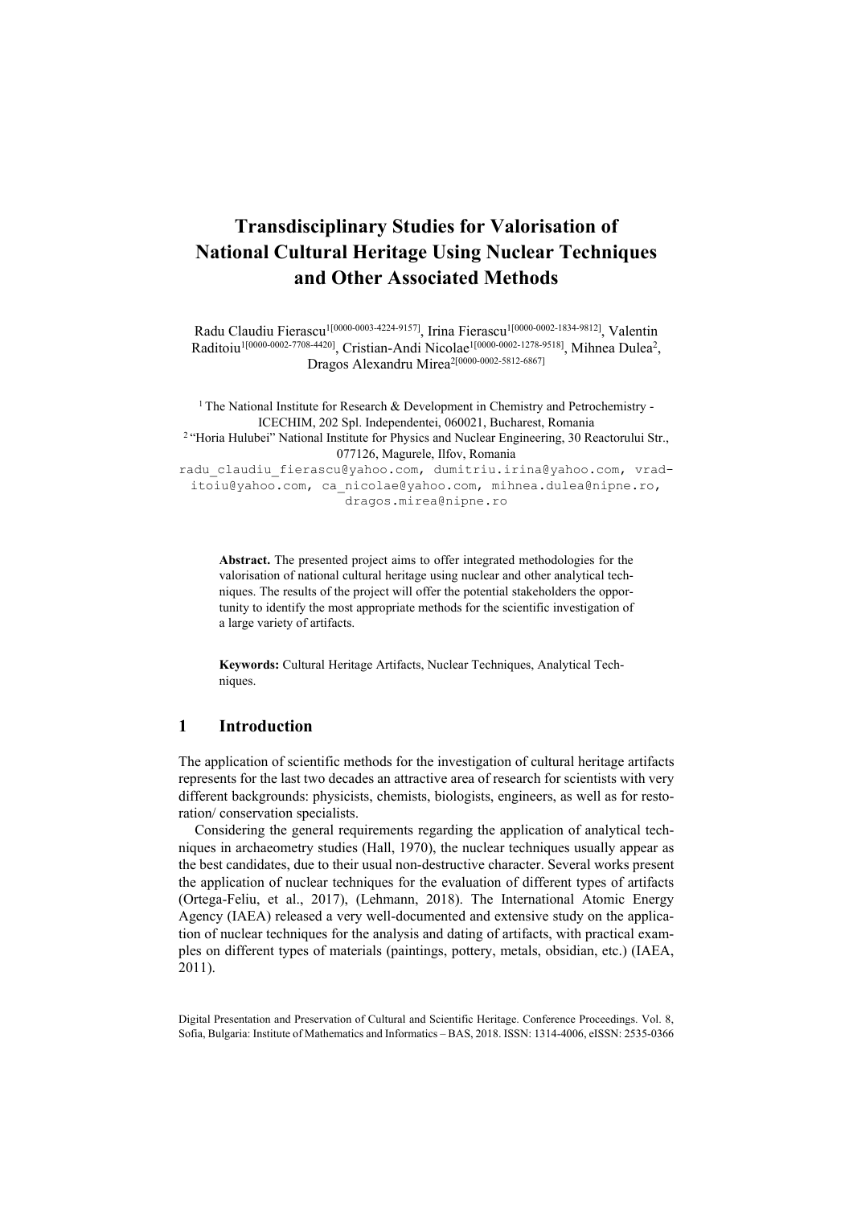# Transdisciplinary Studies for Valorisation of National Cultural Heritage Using Nuclear Techniques and Other Associated Methods

Radu Claudiu Fierascu[1[0000-0003-4224-9157]], Irina Fierascu[1[0000-0002-1834-9812]], Valentin Raditoiu[1[0000-0002-7708-4420]], Cristian-Andi Nicolae[1[0000-0002-1278-9518]], Mihnea Dulea[2], Dragos Alexandru Mirea[2[0000-0002-5812-6867]]

[1] The National Institute for Research & Development in Chemistry and Petrochemistry - ICECHIM, 202 Spl. Independentei, 060021, Bucharest, Romania
[2] "Horia Hulubei" National Institute for Physics and Nuclear Engineering, 30 Reactorului Str., 077126, Magurele, Ilfov, Romania

radu_claudiu_fierascu@yahoo.com, dumitriu.irina@yahoo.com, vrad-itoiu@yahoo.com, ca_nicolae@yahoo.com, mihnea.dulea@nipne.ro, dragos.mirea@nipne.ro

**Abstract.** The presented project aims to offer integrated methodologies for the valorisation of national cultural heritage using nuclear and other analytical techniques. The results of the project will offer the potential stakeholders the opportunity to identify the most appropriate methods for the scientific investigation of a large variety of artifacts.

**Keywords:** Cultural Heritage Artifacts, Nuclear Techniques, Analytical Techniques.

## 1 Introduction

The application of scientific methods for the investigation of cultural heritage artifacts represents for the last two decades an attractive area of research for scientists with very different backgrounds: physicists, chemists, biologists, engineers, as well as for restoration/ conservation specialists.

Considering the general requirements regarding the application of analytical techniques in archaeometry studies (Hall, 1970), the nuclear techniques usually appear as the best candidates, due to their usual non-destructive character. Several works present the application of nuclear techniques for the evaluation of different types of artifacts (Ortega-Feliu, et al., 2017), (Lehmann, 2018). The International Atomic Energy Agency (IAEA) released a very well-documented and extensive study on the application of nuclear techniques for the analysis and dating of artifacts, with practical examples on different types of materials (paintings, pottery, metals, obsidian, etc.) (IAEA, 2011).

Digital Presentation and Preservation of Cultural and Scientific Heritage. Conference Proceedings. Vol. 8, Sofia, Bulgaria: Institute of Mathematics and Informatics – BAS, 2018. ISSN: 1314-4006, eISSN: 2535-0366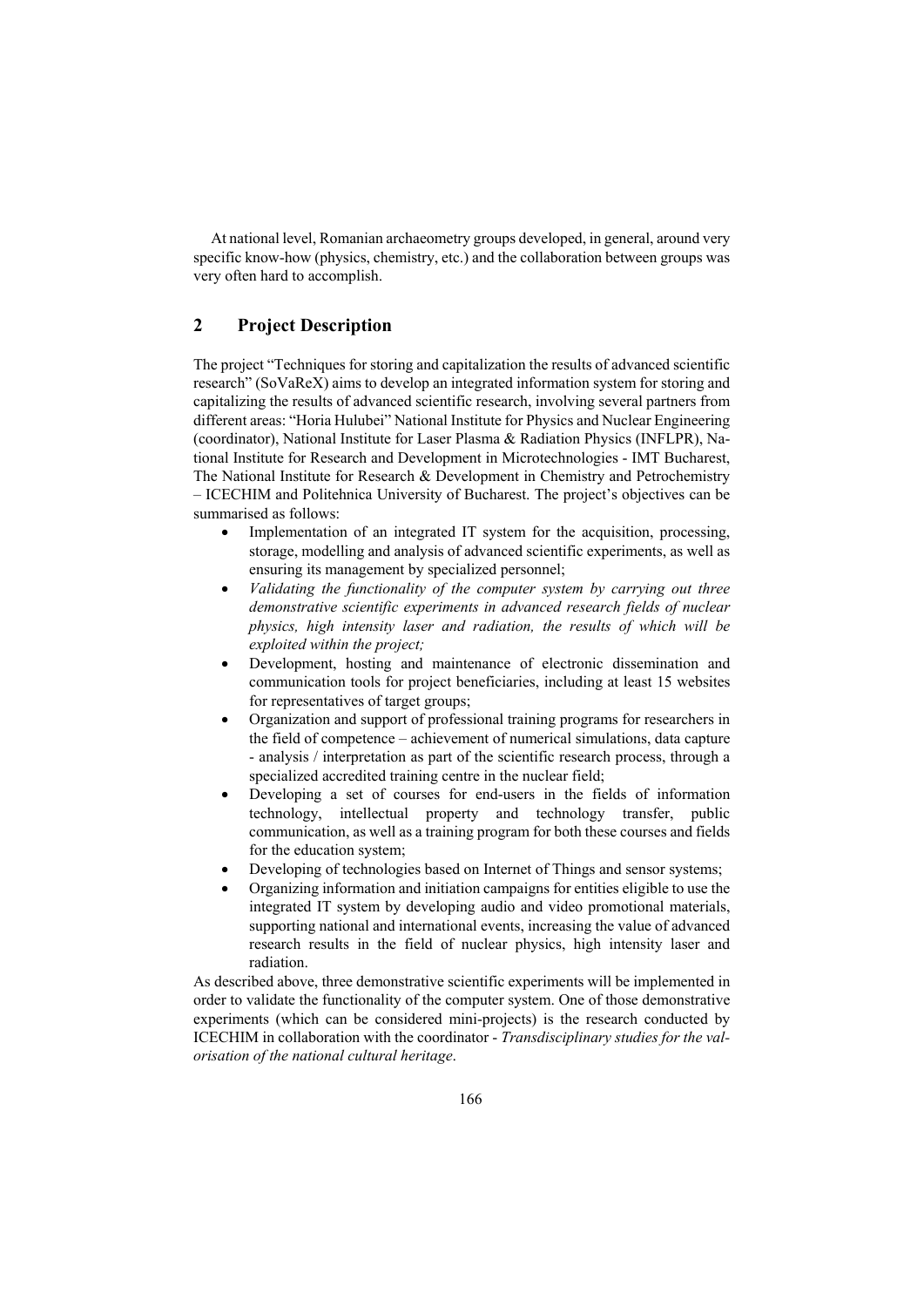At national level, Romanian archaeometry groups developed, in general, around very specific know-how (physics, chemistry, etc.) and the collaboration between groups was very often hard to accomplish.

## 2 Project Description

The project "Techniques for storing and capitalization the results of advanced scientific research" (SoVaReX) aims to develop an integrated information system for storing and capitalizing the results of advanced scientific research, involving several partners from different areas: "Horia Hulubei" National Institute for Physics and Nuclear Engineering (coordinator), National Institute for Laser Plasma & Radiation Physics (INFLPR), National Institute for Research and Development in Microtechnologies - IMT Bucharest, The National Institute for Research & Development in Chemistry and Petrochemistry – ICECHIM and Politehnica University of Bucharest. The project's objectives can be summarised as follows:

- Implementation of an integrated IT system for the acquisition, processing, storage, modelling and analysis of advanced scientific experiments, as well as ensuring its management by specialized personnel;
- *Validating the functionality of the computer system by carrying out three demonstrative scientific experiments in advanced research fields of nuclear physics, high intensity laser and radiation, the results of which will be exploited within the project;*
- Development, hosting and maintenance of electronic dissemination and communication tools for project beneficiaries, including at least 15 websites for representatives of target groups;
- Organization and support of professional training programs for researchers in the field of competence – achievement of numerical simulations, data capture - analysis / interpretation as part of the scientific research process, through a specialized accredited training centre in the nuclear field;
- Developing a set of courses for end-users in the fields of information technology, intellectual property and technology transfer, public communication, as well as a training program for both these courses and fields for the education system;
- Developing of technologies based on Internet of Things and sensor systems;
- Organizing information and initiation campaigns for entities eligible to use the integrated IT system by developing audio and video promotional materials, supporting national and international events, increasing the value of advanced research results in the field of nuclear physics, high intensity laser and radiation.

As described above, three demonstrative scientific experiments will be implemented in order to validate the functionality of the computer system. One of those demonstrative experiments (which can be considered mini-projects) is the research conducted by ICECHIM in collaboration with the coordinator - *Transdisciplinary studies for the valorisation of the national cultural heritage*.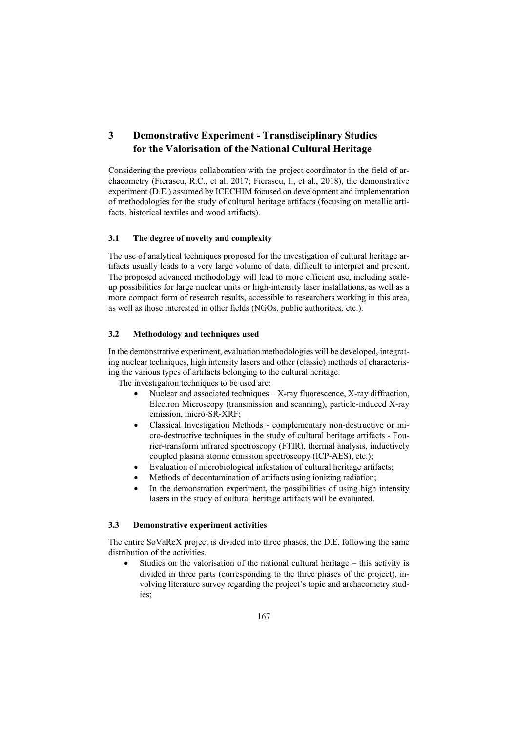# 3 Demonstrative Experiment - Transdisciplinary Studies for the Valorisation of the National Cultural Heritage

Considering the previous collaboration with the project coordinator in the field of archaeometry (Fierascu, R.C., et al. 2017; Fierascu, I., et al., 2018), the demonstrative experiment (D.E.) assumed by ICECHIM focused on development and implementation of methodologies for the study of cultural heritage artifacts (focusing on metallic artifacts, historical textiles and wood artifacts).

## 3.1 The degree of novelty and complexity

The use of analytical techniques proposed for the investigation of cultural heritage artifacts usually leads to a very large volume of data, difficult to interpret and present. The proposed advanced methodology will lead to more efficient use, including scale-up possibilities for large nuclear units or high-intensity laser installations, as well as a more compact form of research results, accessible to researchers working in this area, as well as those interested in other fields (NGOs, public authorities, etc.).

## 3.2 Methodology and techniques used

In the demonstrative experiment, evaluation methodologies will be developed, integrating nuclear techniques, high intensity lasers and other (classic) methods of characterising the various types of artifacts belonging to the cultural heritage.

The investigation techniques to be used are:

- Nuclear and associated techniques – X-ray fluorescence, X-ray diffraction, Electron Microscopy (transmission and scanning), particle-induced X-ray emission, micro-SR-XRF;
- Classical Investigation Methods - complementary non-destructive or micro-destructive techniques in the study of cultural heritage artifacts - Fourier-transform infrared spectroscopy (FTIR), thermal analysis, inductively coupled plasma atomic emission spectroscopy (ICP-AES), etc.);
- Evaluation of microbiological infestation of cultural heritage artifacts;
- Methods of decontamination of artifacts using ionizing radiation;
- In the demonstration experiment, the possibilities of using high intensity lasers in the study of cultural heritage artifacts will be evaluated.

## 3.3 Demonstrative experiment activities

The entire SoVaReX project is divided into three phases, the D.E. following the same distribution of the activities.

- Studies on the valorisation of the national cultural heritage – this activity is divided in three parts (corresponding to the three phases of the project), involving literature survey regarding the project's topic and archaeometry studies;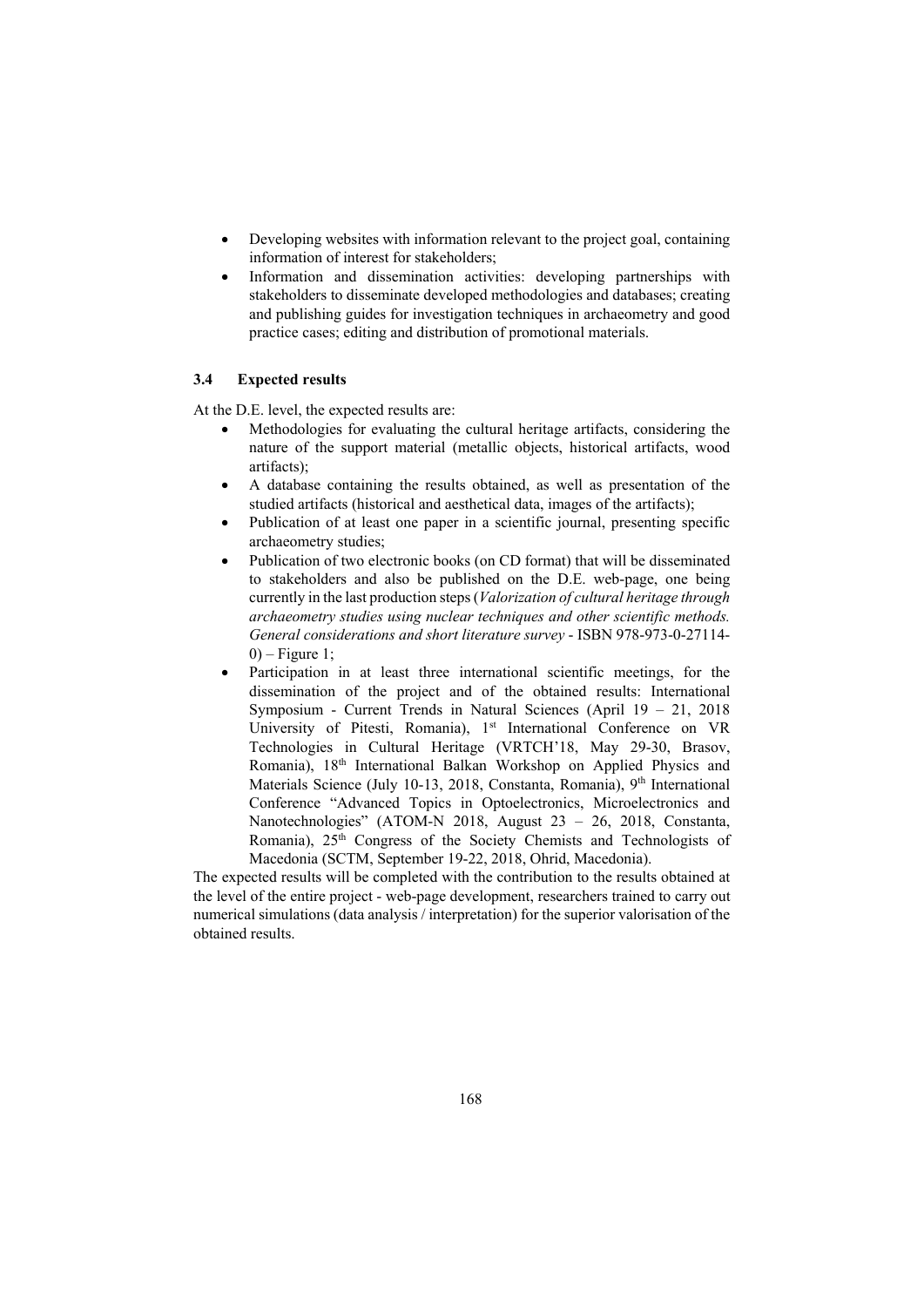- Developing websites with information relevant to the project goal, containing information of interest for stakeholders;
- Information and dissemination activities: developing partnerships with stakeholders to disseminate developed methodologies and databases; creating and publishing guides for investigation techniques in archaeometry and good practice cases; editing and distribution of promotional materials.

### 3.4 Expected results

At the D.E. level, the expected results are:

- Methodologies for evaluating the cultural heritage artifacts, considering the nature of the support material (metallic objects, historical artifacts, wood artifacts);
- A database containing the results obtained, as well as presentation of the studied artifacts (historical and aesthetical data, images of the artifacts);
- Publication of at least one paper in a scientific journal, presenting specific archaeometry studies;
- Publication of two electronic books (on CD format) that will be disseminated to stakeholders and also be published on the D.E. web-page, one being currently in the last production steps (*Valorization of cultural heritage through archaeometry studies using nuclear techniques and other scientific methods. General considerations and short literature survey* - ISBN 978-973-0-27114-0) – Figure 1;
- Participation in at least three international scientific meetings, for the dissemination of the project and of the obtained results: International Symposium - Current Trends in Natural Sciences (April 19 – 21, 2018 University of Pitesti, Romania), 1st International Conference on VR Technologies in Cultural Heritage (VRTCH'18, May 29-30, Brasov, Romania), 18th International Balkan Workshop on Applied Physics and Materials Science (July 10-13, 2018, Constanta, Romania), 9th International Conference "Advanced Topics in Optoelectronics, Microelectronics and Nanotechnologies" (ATOM-N 2018, August 23 – 26, 2018, Constanta, Romania), 25th Congress of the Society Chemists and Technologists of Macedonia (SCTM, September 19-22, 2018, Ohrid, Macedonia).

The expected results will be completed with the contribution to the results obtained at the level of the entire project - web-page development, researchers trained to carry out numerical simulations (data analysis / interpretation) for the superior valorisation of the obtained results.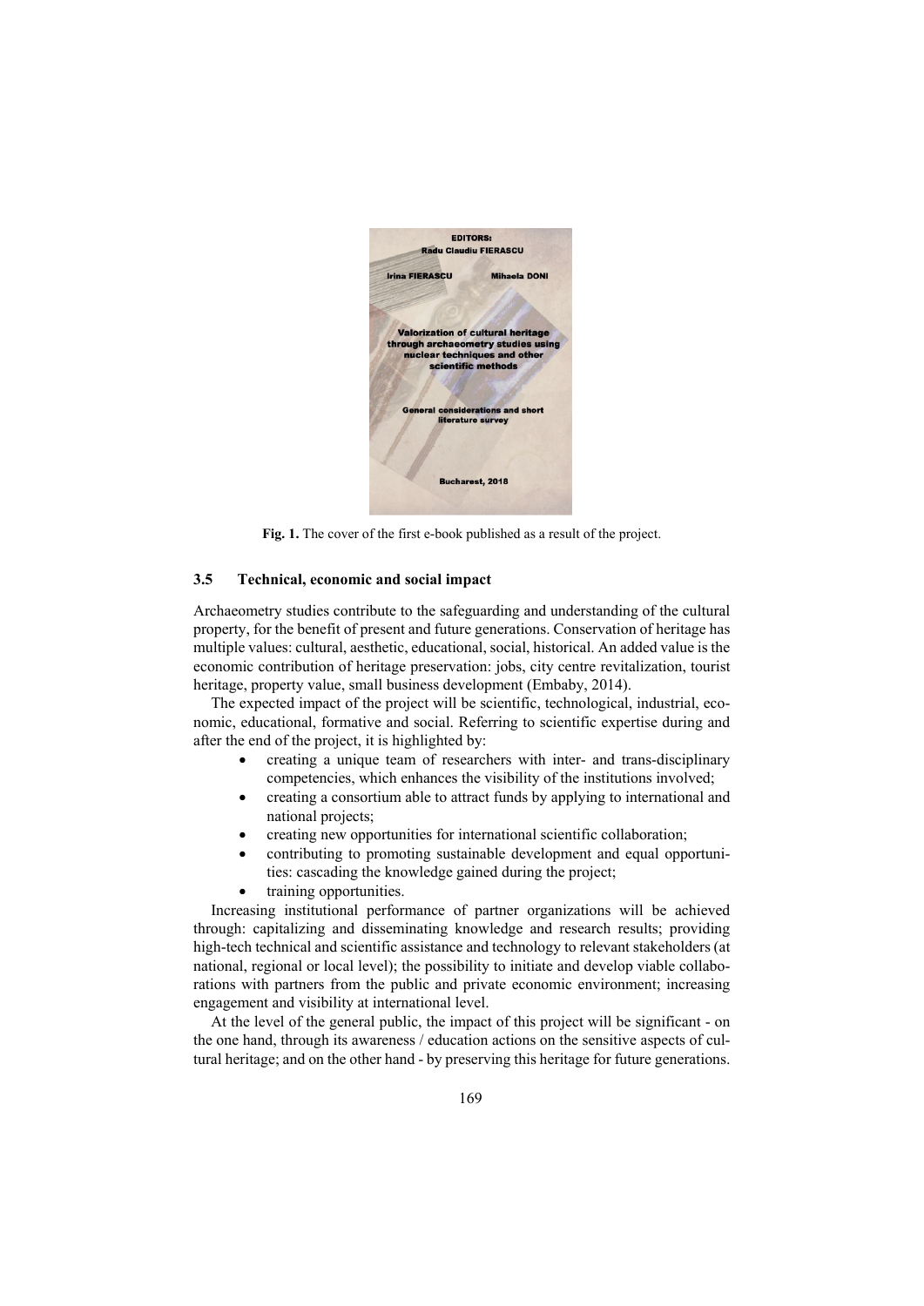Fig. 1. The cover of the first e-book published as a result of the project.

### 3.5 Technical, economic and social impact

Archaeometry studies contribute to the safeguarding and understanding of the cultural property, for the benefit of present and future generations. Conservation of heritage has multiple values: cultural, aesthetic, educational, social, historical. An added value is the economic contribution of heritage preservation: jobs, city centre revitalization, tourist heritage, property value, small business development (Embaby, 2014).

The expected impact of the project will be scientific, technological, industrial, economic, educational, formative and social. Referring to scientific expertise during and after the end of the project, it is highlighted by:

- creating a unique team of researchers with inter- and trans-disciplinary competencies, which enhances the visibility of the institutions involved;
- creating a consortium able to attract funds by applying to international and national projects;
- creating new opportunities for international scientific collaboration;
- contributing to promoting sustainable development and equal opportunities: cascading the knowledge gained during the project;
- training opportunities.

Increasing institutional performance of partner organizations will be achieved through: capitalizing and disseminating knowledge and research results; providing high-tech technical and scientific assistance and technology to relevant stakeholders (at national, regional or local level); the possibility to initiate and develop viable collaborations with partners from the public and private economic environment; increasing engagement and visibility at international level.

At the level of the general public, the impact of this project will be significant - on the one hand, through its awareness / education actions on the sensitive aspects of cultural heritage; and on the other hand - by preserving this heritage for future generations.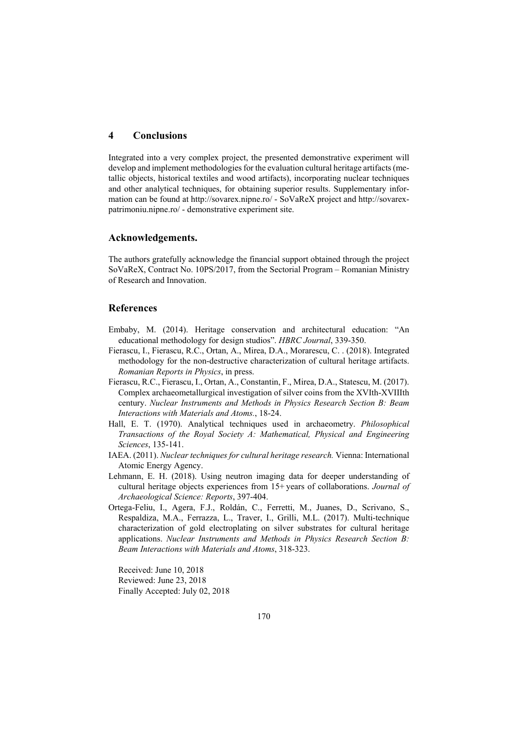## 4 Conclusions

Integrated into a very complex project, the presented demonstrative experiment will develop and implement methodologies for the evaluation cultural heritage artifacts (metallic objects, historical textiles and wood artifacts), incorporating nuclear techniques and other analytical techniques, for obtaining superior results. Supplementary information can be found at http://sovarex.nipne.ro/ - SoVaReX project and http://sovarex-patrimoniu.nipne.ro/ - demonstrative experiment site.

## Acknowledgements.

The authors gratefully acknowledge the financial support obtained through the project SoVaReX, Contract No. 10PS/2017, from the Sectorial Program – Romanian Ministry of Research and Innovation.

## References

Embaby, M. (2014). Heritage conservation and architectural education: "An educational methodology for design studios". *HBRC Journal*, 339-350.

Fierascu, I., Fierascu, R.C., Ortan, A., Mirea, D.A., Morarescu, C. . (2018). Integrated methodology for the non-destructive characterization of cultural heritage artifacts. *Romanian Reports in Physics*, in press.

Fierascu, R.C., Fierascu, I., Ortan, A., Constantin, F., Mirea, D.A., Statescu, M. (2017). Complex archaeometallurgical investigation of silver coins from the XVIth-XVIIIth century. *Nuclear Instruments and Methods in Physics Research Section B: Beam Interactions with Materials and Atoms.*, 18-24.

Hall, E. T. (1970). Analytical techniques used in archaeometry. *Philosophical Transactions of the Royal Society A: Mathematical, Physical and Engineering Sciences*, 135-141.

IAEA. (2011). *Nuclear techniques for cultural heritage research.* Vienna: International Atomic Energy Agency.

Lehmann, E. H. (2018). Using neutron imaging data for deeper understanding of cultural heritage objects experiences from 15+ years of collaborations. *Journal of Archaeological Science: Reports*, 397-404.

Ortega-Feliu, I., Agera, F.J., Roldán, C., Ferretti, M., Juanes, D., Scrivano, S., Respaldiza, M.A., Ferrazza, L., Traver, I., Grilli, M.L. (2017). Multi-technique characterization of gold electroplating on silver substrates for cultural heritage applications. *Nuclear Instruments and Methods in Physics Research Section B: Beam Interactions with Materials and Atoms*, 318-323.

Received: June 10, 2018
Reviewed: June 23, 2018
Finally Accepted: July 02, 2018